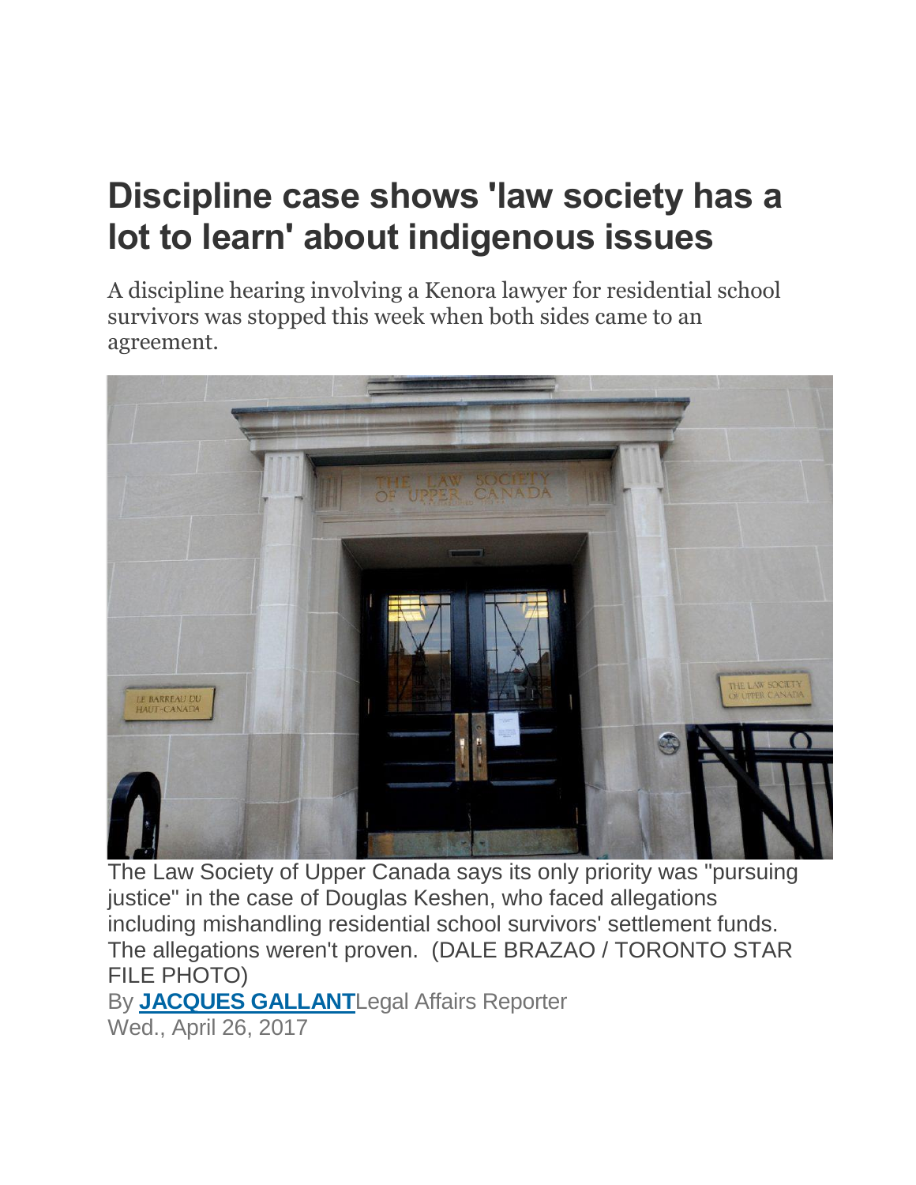# Discipline case shows 'law society has a lot to learn' about indigenous issues

A discipline hearing involving a Kenora lawyer for residential school survivors was stopped this week when both sides came to an agreement.

The Law Society of Upper Canada says its only priority was "pursuing justice" in the case of Douglas Keshen, who faced allegations including mishandling residential school survivors' settlement funds. The allegations weren't proven. (DALE BRAZAO / TORONTO STAR FILE PHOTO)

By **JACQUES GALLANT**Legal Affairs Reporter
Wed., April 26, 2017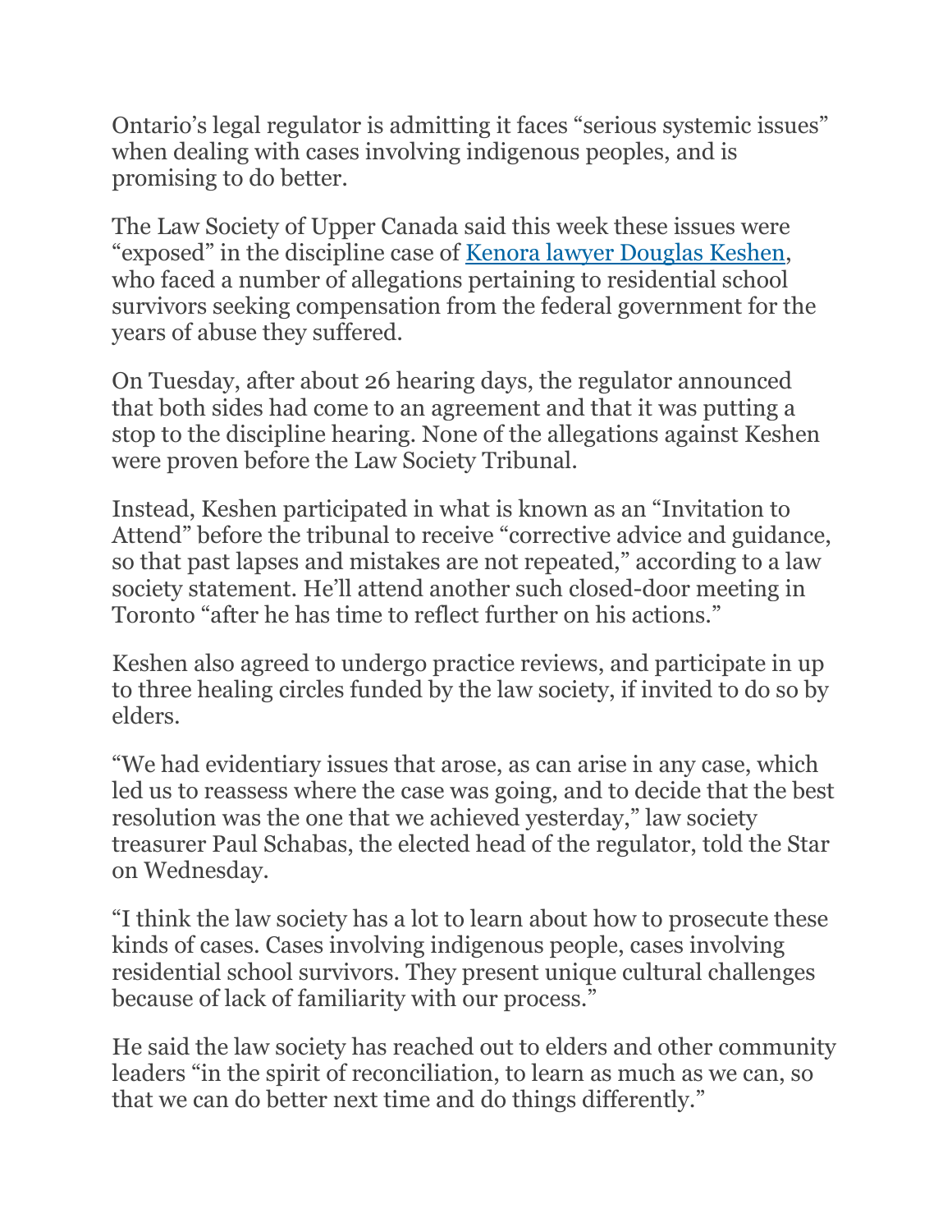Ontario's legal regulator is admitting it faces "serious systemic issues" when dealing with cases involving indigenous peoples, and is promising to do better.

The Law Society of Upper Canada said this week these issues were "exposed" in the discipline case of [Kenora lawyer Douglas Keshen](), who faced a number of allegations pertaining to residential school survivors seeking compensation from the federal government for the years of abuse they suffered.

On Tuesday, after about 26 hearing days, the regulator announced that both sides had come to an agreement and that it was putting a stop to the discipline hearing. None of the allegations against Keshen were proven before the Law Society Tribunal.

Instead, Keshen participated in what is known as an "Invitation to Attend" before the tribunal to receive "corrective advice and guidance, so that past lapses and mistakes are not repeated," according to a law society statement. He'll attend another such closed-door meeting in Toronto "after he has time to reflect further on his actions."

Keshen also agreed to undergo practice reviews, and participate in up to three healing circles funded by the law society, if invited to do so by elders.

"We had evidentiary issues that arose, as can arise in any case, which led us to reassess where the case was going, and to decide that the best resolution was the one that we achieved yesterday," law society treasurer Paul Schabas, the elected head of the regulator, told the Star on Wednesday.

"I think the law society has a lot to learn about how to prosecute these kinds of cases. Cases involving indigenous people, cases involving residential school survivors. They present unique cultural challenges because of lack of familiarity with our process."

He said the law society has reached out to elders and other community leaders "in the spirit of reconciliation, to learn as much as we can, so that we can do better next time and do things differently."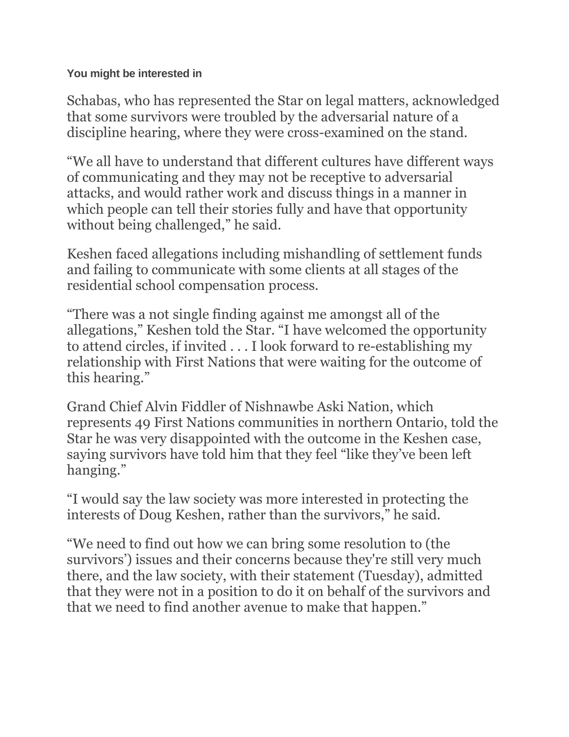**You might be interested in**

Schabas, who has represented the Star on legal matters, acknowledged that some survivors were troubled by the adversarial nature of a discipline hearing, where they were cross-examined on the stand.

“We all have to understand that different cultures have different ways of communicating and they may not be receptive to adversarial attacks, and would rather work and discuss things in a manner in which people can tell their stories fully and have that opportunity without being challenged,” he said.

Keshen faced allegations including mishandling of settlement funds and failing to communicate with some clients at all stages of the residential school compensation process.

“There was a not single finding against me amongst all of the allegations,” Keshen told the Star. “I have welcomed the opportunity to attend circles, if invited . . . I look forward to re-establishing my relationship with First Nations that were waiting for the outcome of this hearing.”

Grand Chief Alvin Fiddler of Nishnawbe Aski Nation, which represents 49 First Nations communities in northern Ontario, told the Star he was very disappointed with the outcome in the Keshen case, saying survivors have told him that they feel “like they’ve been left hanging.”

“I would say the law society was more interested in protecting the interests of Doug Keshen, rather than the survivors,” he said.

“We need to find out how we can bring some resolution to (the survivors’) issues and their concerns because they're still very much there, and the law society, with their statement (Tuesday), admitted that they were not in a position to do it on behalf of the survivors and that we need to find another avenue to make that happen.”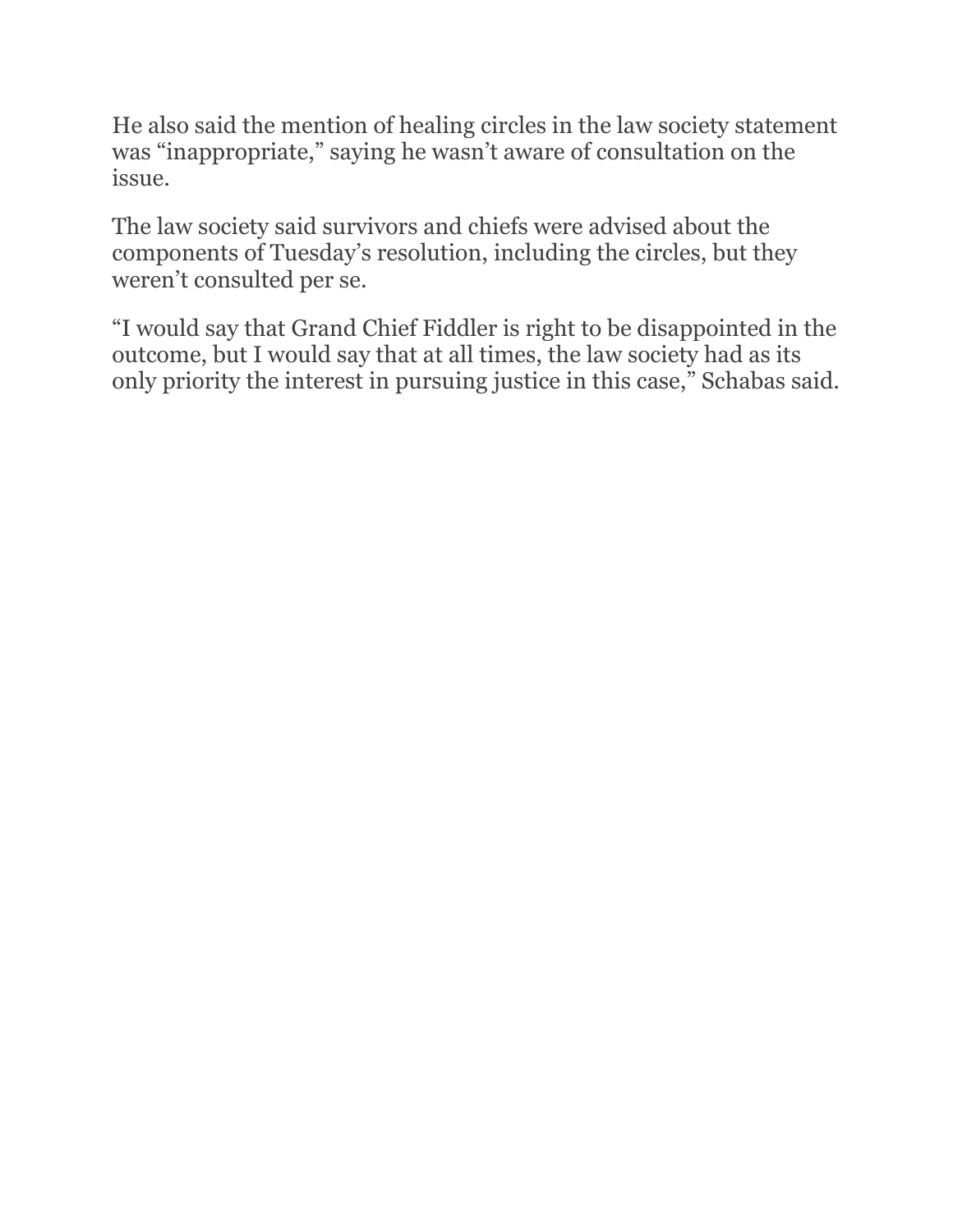He also said the mention of healing circles in the law society statement was "inappropriate," saying he wasn't aware of consultation on the issue.

The law society said survivors and chiefs were advised about the components of Tuesday's resolution, including the circles, but they weren't consulted per se.

"I would say that Grand Chief Fiddler is right to be disappointed in the outcome, but I would say that at all times, the law society had as its only priority the interest in pursuing justice in this case," Schabas said.